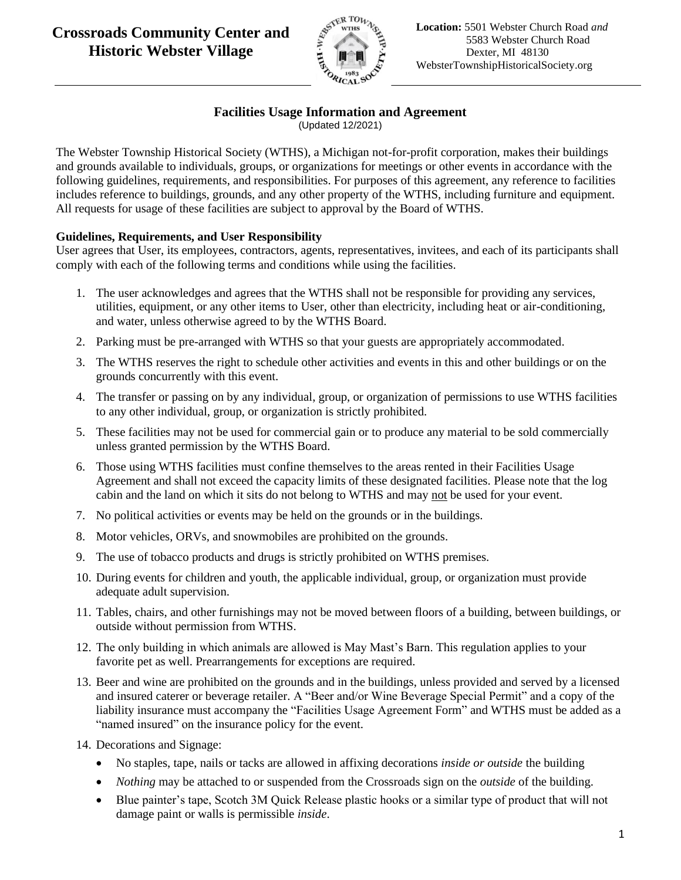# Crossroads Community Center and Historic Webster Village

**Location:** 5501 Webster Church Road *and*
5583 Webster Church Road
Dexter, MI 48130
WebsterTownshipHistoricalSociety.org

## Facilities Usage Information and Agreement

(Updated 12/2021)

The Webster Township Historical Society (WTHS), a Michigan not-for-profit corporation, makes their buildings and grounds available to individuals, groups, or organizations for meetings or other events in accordance with the following guidelines, requirements, and responsibilities. For purposes of this agreement, any reference to facilities includes reference to buildings, grounds, and any other property of the WTHS, including furniture and equipment. All requests for usage of these facilities are subject to approval by the Board of WTHS.

**Guidelines, Requirements, and User Responsibility**

User agrees that User, its employees, contractors, agents, representatives, invitees, and each of its participants shall comply with each of the following terms and conditions while using the facilities.

1. The user acknowledges and agrees that the WTHS shall not be responsible for providing any services, utilities, equipment, or any other items to User, other than electricity, including heat or air-conditioning, and water, unless otherwise agreed to by the WTHS Board.
2. Parking must be pre-arranged with WTHS so that your guests are appropriately accommodated.
3. The WTHS reserves the right to schedule other activities and events in this and other buildings or on the grounds concurrently with this event.
4. The transfer or passing on by any individual, group, or organization of permissions to use WTHS facilities to any other individual, group, or organization is strictly prohibited.
5. These facilities may not be used for commercial gain or to produce any material to be sold commercially unless granted permission by the WTHS Board.
6. Those using WTHS facilities must confine themselves to the areas rented in their Facilities Usage Agreement and shall not exceed the capacity limits of these designated facilities. Please note that the log cabin and the land on which it sits do not belong to WTHS and may not be used for your event.
7. No political activities or events may be held on the grounds or in the buildings.
8. Motor vehicles, ORVs, and snowmobiles are prohibited on the grounds.
9. The use of tobacco products and drugs is strictly prohibited on WTHS premises.
10. During events for children and youth, the applicable individual, group, or organization must provide adequate adult supervision.
11. Tables, chairs, and other furnishings may not be moved between floors of a building, between buildings, or outside without permission from WTHS.
12. The only building in which animals are allowed is May Mast's Barn. This regulation applies to your favorite pet as well. Prearrangements for exceptions are required.
13. Beer and wine are prohibited on the grounds and in the buildings, unless provided and served by a licensed and insured caterer or beverage retailer. A "Beer and/or Wine Beverage Special Permit" and a copy of the liability insurance must accompany the "Facilities Usage Agreement Form" and WTHS must be added as a "named insured" on the insurance policy for the event.
14. Decorations and Signage:
    - No staples, tape, nails or tacks are allowed in affixing decorations *inside or outside* the building
    - *Nothing* may be attached to or suspended from the Crossroads sign on the *outside* of the building.
    - Blue painter's tape, Scotch 3M Quick Release plastic hooks or a similar type of product that will not damage paint or walls is permissible *inside*.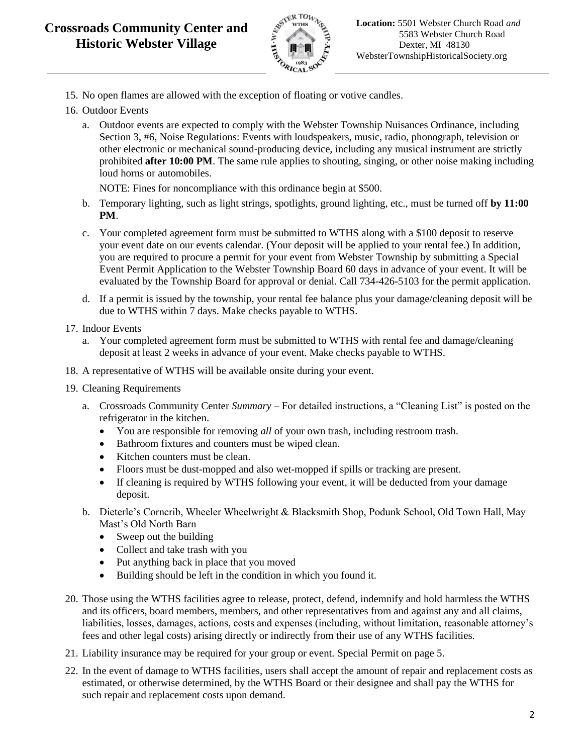15. No open flames are allowed with the exception of floating or votive candles.
16. Outdoor Events
    a. Outdoor events are expected to comply with the Webster Township Nuisances Ordinance, including Section 3, #6, Noise Regulations: Events with loudspeakers, music, radio, phonograph, television or other electronic or mechanical sound-producing device, including any musical instrument are strictly prohibited **after 10:00 PM**. The same rule applies to shouting, singing, or other noise making including loud horns or automobiles.

       NOTE: Fines for noncompliance with this ordinance begin at $500.
    b. Temporary lighting, such as light strings, spotlights, ground lighting, etc., must be turned off **by 11:00 PM**.
    c. Your completed agreement form must be submitted to WTHS along with a $100 deposit to reserve your event date on our events calendar. (Your deposit will be applied to your rental fee.) In addition, you are required to procure a permit for your event from Webster Township by submitting a Special Event Permit Application to the Webster Township Board 60 days in advance of your event. It will be evaluated by the Township Board for approval or denial. Call 734-426-5103 for the permit application.
    d. If a permit is issued by the township, your rental fee balance plus your damage/cleaning deposit will be due to WTHS within 7 days. Make checks payable to WTHS.
17. Indoor Events
    a. Your completed agreement form must be submitted to WTHS with rental fee and damage/cleaning deposit at least 2 weeks in advance of your event. Make checks payable to WTHS.
18. A representative of WTHS will be available onsite during your event.
19. Cleaning Requirements
    a. Crossroads Community Center *Summary* – For detailed instructions, a "Cleaning List" is posted on the refrigerator in the kitchen.
       - You are responsible for removing *all* of your own trash, including restroom trash.
       - Bathroom fixtures and counters must be wiped clean.
       - Kitchen counters must be clean.
       - Floors must be dust-mopped and also wet-mopped if spills or tracking are present.
       - If cleaning is required by WTHS following your event, it will be deducted from your damage deposit.
    b. Dieterle's Corncrib, Wheeler Wheelwright & Blacksmith Shop, Podunk School, Old Town Hall, May Mast's Old North Barn
       - Sweep out the building
       - Collect and take trash with you
       - Put anything back in place that you moved
       - Building should be left in the condition in which you found it.
20. Those using the WTHS facilities agree to release, protect, defend, indemnify and hold harmless the WTHS and its officers, board members, members, and other representatives from and against any and all claims, liabilities, losses, damages, actions, costs and expenses (including, without limitation, reasonable attorney's fees and other legal costs) arising directly or indirectly from their use of any WTHS facilities.
21. Liability insurance may be required for your group or event. Special Permit on page 5.
22. In the event of damage to WTHS facilities, users shall accept the amount of repair and replacement costs as estimated, or otherwise determined, by the WTHS Board or their designee and shall pay the WTHS for such repair and replacement costs upon demand.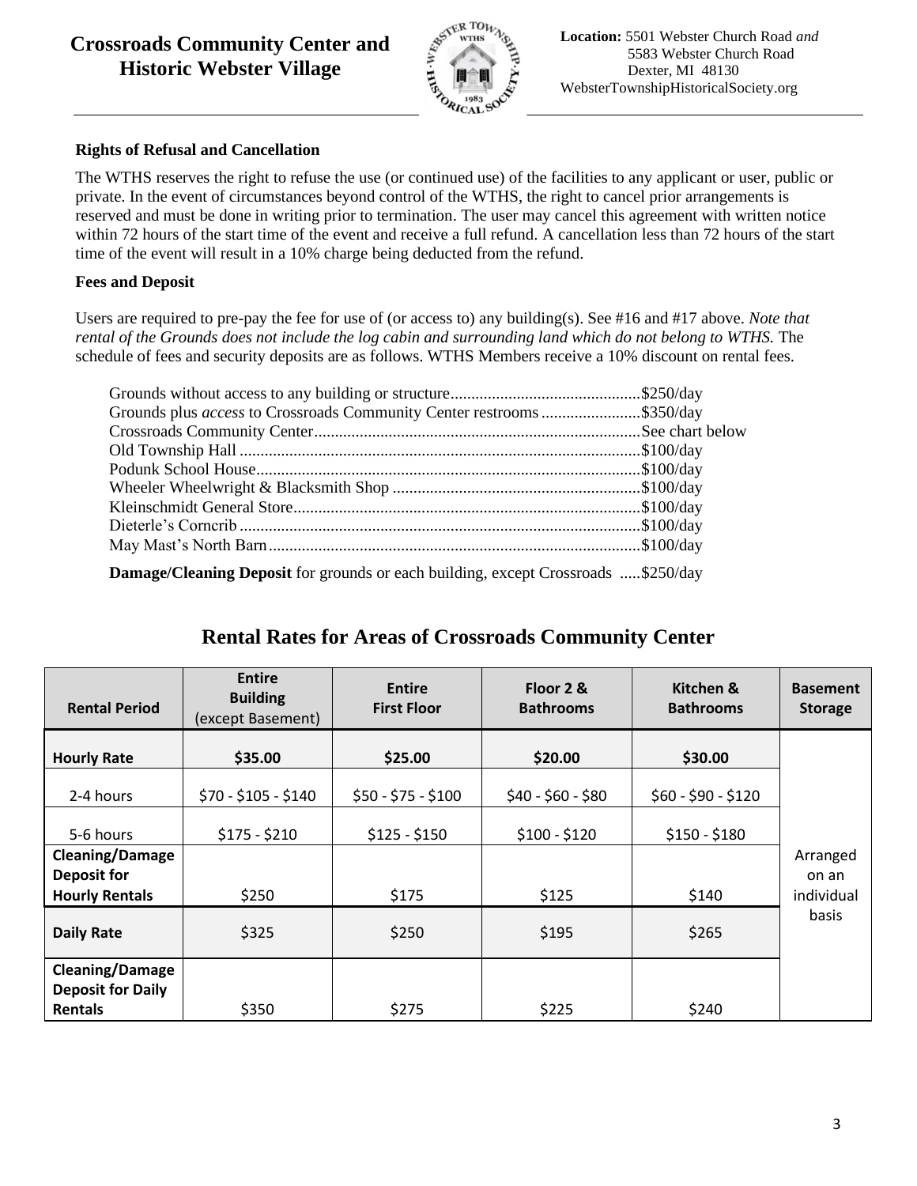# Crossroads Community Center and Historic Webster Village

**Location:** 5501 Webster Church Road *and*
5583 Webster Church Road
Dexter, MI 48130
WebsterTownshipHistoricalSociety.org

### Rights of Refusal and Cancellation

The WTHS reserves the right to refuse the use (or continued use) of the facilities to any applicant or user, public or private. In the event of circumstances beyond control of the WTHS, the right to cancel prior arrangements is reserved and must be done in writing prior to termination. The user may cancel this agreement with written notice within 72 hours of the start time of the event and receive a full refund. A cancellation less than 72 hours of the start time of the event will result in a 10% charge being deducted from the refund.

### Fees and Deposit

Users are required to pre-pay the fee for use of (or access to) any building(s). See #16 and #17 above. *Note that rental of the Grounds does not include the log cabin and surrounding land which do not belong to WTHS.* The schedule of fees and security deposits are as follows. WTHS Members receive a 10% discount on rental fees.

- Grounds without access to any building or structure.............................................$250/day
- Grounds plus *access* to Crossroads Community Center restrooms........................$350/day
- Crossroads Community Center..............................................................................See chart below
- Old Township Hall ................................................................................................$100/day
- Podunk School House............................................................................................$100/day
- Wheeler Wheelwright & Blacksmith Shop ............................................................$100/day
- Kleinschmidt General Store...................................................................................$100/day
- Dieterle's Corncrib ................................................................................................$100/day
- May Mast's North Barn.........................................................................................$100/day

**Damage/Cleaning Deposit** for grounds or each building, except Crossroads .....$250/day

## Rental Rates for Areas of Crossroads Community Center

| Rental Period | Entire Building (except Basement) | Entire First Floor | Floor 2 & Bathrooms | Kitchen & Bathrooms | Basement Storage |
|---|---|---|---|---|---|
| **Hourly Rate** | **$35.00** | **$25.00** | **$20.00** | **$30.00** | Arranged on an individual basis |
| 2-4 hours | $70 - $105 - $140 | $50 - $75 - $100 | $40 - $60 - $80 | $60 - $90 - $120 | |
| 5-6 hours | $175 - $210 | $125 - $150 | $100 - $120 | $150 - $180 | |
| **Cleaning/Damage Deposit for Hourly Rentals** | $250 | $175 | $125 | $140 | |
| **Daily Rate** | $325 | $250 | $195 | $265 | |
| **Cleaning/Damage Deposit for Daily Rentals** | $350 | $275 | $225 | $240 | |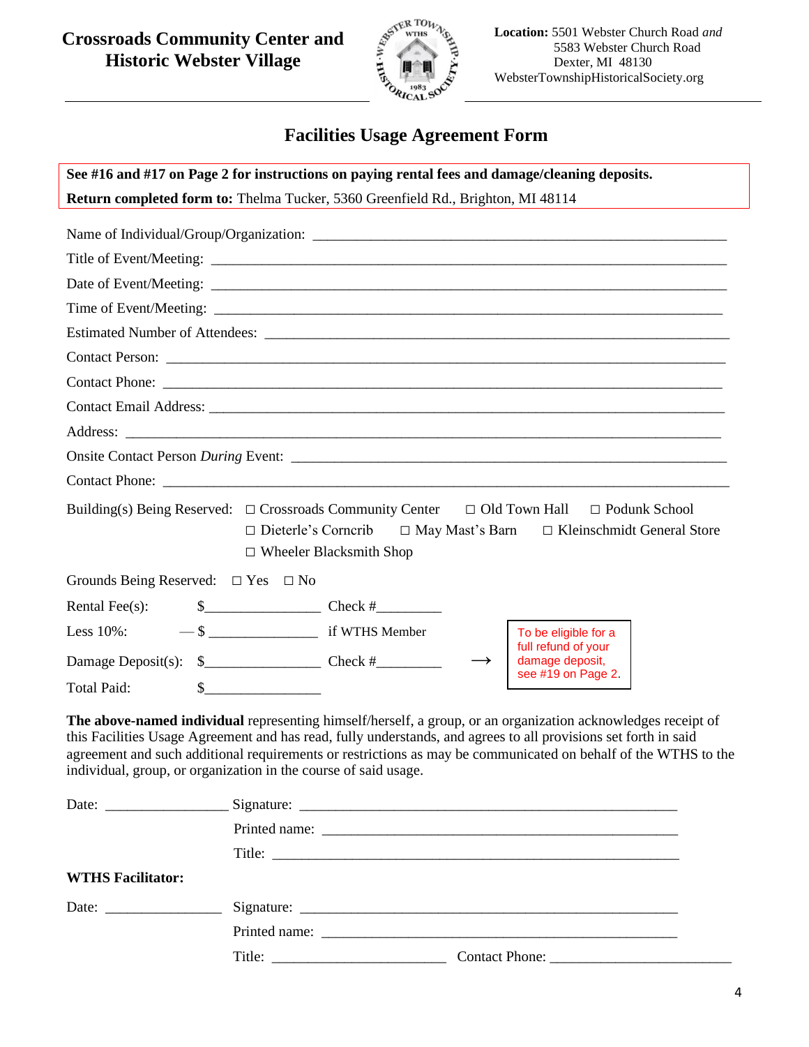**Crossroads Community Center and Historic Webster Village**

**Location:** 5501 Webster Church Road *and*
5583 Webster Church Road
Dexter, MI 48130
WebsterTownshipHistoricalSociety.org

# Facilities Usage Agreement Form

**See #16 and #17 on Page 2 for instructions on paying rental fees and damage/cleaning deposits.**
**Return completed form to:** Thelma Tucker, 5360 Greenfield Rd., Brighton, MI 48114

Name of Individual/Group/Organization: ______________________________

Title of Event/Meeting: ______________________________

Date of Event/Meeting: ______________________________

Time of Event/Meeting: ______________________________

Estimated Number of Attendees: ______________________________

Contact Person: ______________________________

Contact Phone: ______________________________

Contact Email Address: ______________________________

Address: ______________________________

Onsite Contact Person *During* Event: ______________________________

Contact Phone: ______________________________

Building(s) Being Reserved: ☐ Crossroads Community Center ☐ Old Town Hall ☐ Podunk School ☐ Dieterle's Corncrib ☐ May Mast's Barn ☐ Kleinschmidt General Store ☐ Wheeler Blacksmith Shop

Grounds Being Reserved: ☐ Yes ☐ No

Rental Fee(s): $________________ Check #_________

Less 10%: — $ ________________ if WTHS Member

Damage Deposit(s): $________________ Check #_________ → To be eligible for a full refund of your damage deposit, see #19 on Page 2.

Total Paid: $________________

**The above-named individual** representing himself/herself, a group, or an organization acknowledges receipt of this Facilities Usage Agreement and has read, fully understands, and agrees to all provisions set forth in said agreement and such additional requirements or restrictions as may be communicated on behalf of the WTHS to the individual, group, or organization in the course of said usage.

Date: ________________ Signature: ______________________________

Printed name: ______________________________

Title: ______________________________

**WTHS Facilitator:**

Date: ________________ Signature: ______________________________

Printed name: ______________________________

Title: ________________________ Contact Phone: ________________________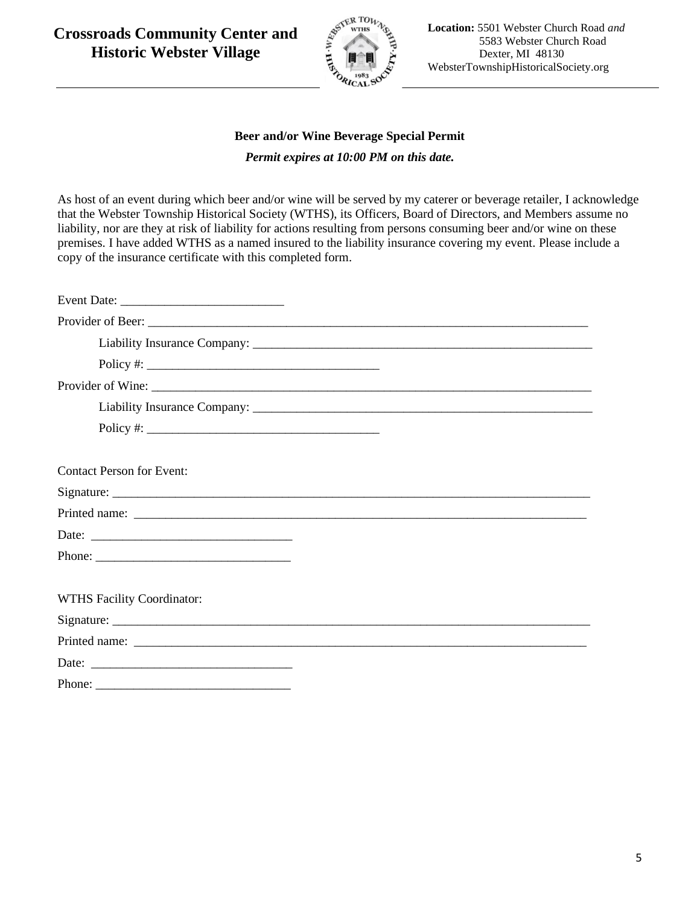**Crossroads Community Center and Historic Webster Village**

**Location:** 5501 Webster Church Road *and*
5583 Webster Church Road
Dexter, MI 48130
WebsterTownshipHistoricalSociety.org

**Beer and/or Wine Beverage Special Permit**

***Permit expires at 10:00 PM on this date.***

As host of an event during which beer and/or wine will be served by my caterer or beverage retailer, I acknowledge that the Webster Township Historical Society (WTHS), its Officers, Board of Directors, and Members assume no liability, nor are they at risk of liability for actions resulting from persons consuming beer and/or wine on these premises. I have added WTHS as a named insured to the liability insurance covering my event. Please include a copy of the insurance certificate with this completed form.

Event Date: __________________________

Provider of Beer: ______________________________________________________________________

Liability Insurance Company: ______________________________________________________

Policy #: ____________________________________

Provider of Wine: ______________________________________________________________________

Liability Insurance Company: ______________________________________________________

Policy #: ____________________________________

Contact Person for Event:

Signature: ___________________________________________________________________________

Printed name: ________________________________________________________________________

Date: ________________________________

Phone: _______________________________

WTHS Facility Coordinator:

Signature: ___________________________________________________________________________

Printed name: ________________________________________________________________________

Date: ________________________________

Phone: _______________________________